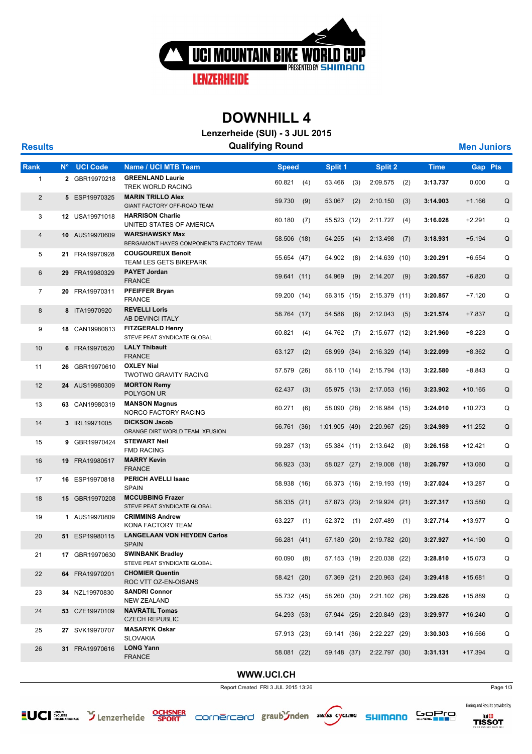# UCI MOUNTAIN BIKE WORLD CUP

PRESENTED BY SHIMANO

LENZERHEIDE

## DOWNHILL 4

**Lenzerheide (SUI) - 3 JUL 2015**

**Qualifying Round**

**Results** — **Men Juniors**

| Rank | N° | UCI Code | Name / UCI MTB Team | Speed | | Split 1 | | Split 2 | | Time | Gap | Pts |
|---|---|---|---|---|---|---|---|---|---|---|---|---|
| 1 | 2 | GBR19970218 | **GREENLAND Laurie**<br>TREK WORLD RACING | 60.821 | (4) | 53.466 | (3) | 2:09.575 | (2) | **3:13.737** | 0.000 | Q |
| 2 | 5 | ESP19970325 | **MARIN TRILLO Alex**<br>GIANT FACTORY OFF-ROAD TEAM | 59.730 | (9) | 53.067 | (2) | 2:10.150 | (3) | **3:14.903** | +1.166 | Q |
| 3 | 12 | USA19971018 | **HARRISON Charlie**<br>UNITED STATES OF AMERICA | 60.180 | (7) | 55.523 | (12) | 2:11.727 | (4) | **3:16.028** | +2.291 | Q |
| 4 | 10 | AUS19970609 | **WARSHAWSKY Max**<br>BERGAMONT HAYES COMPONENTS FACTORY TEAM | 58.506 | (18) | 54.255 | (4) | 2:13.498 | (7) | **3:18.931** | +5.194 | Q |
| 5 | 21 | FRA19970928 | **COUGOUREUX Benoit**<br>TEAM LES GETS BIKEPARK | 55.654 | (47) | 54.902 | (8) | 2:14.639 | (10) | **3:20.291** | +6.554 | Q |
| 6 | 29 | FRA19980329 | **PAYET Jordan**<br>FRANCE | 59.641 | (11) | 54.969 | (9) | 2:14.207 | (9) | **3:20.557** | +6.820 | Q |
| 7 | 20 | FRA19970311 | **PFEIFFER Bryan**<br>FRANCE | 59.200 | (14) | 56.315 | (15) | 2:15.379 | (11) | **3:20.857** | +7.120 | Q |
| 8 | 8 | ITA19970920 | **REVELLI Loris**<br>AB DEVINCI ITALY | 58.764 | (17) | 54.586 | (6) | 2:12.043 | (5) | **3:21.574** | +7.837 | Q |
| 9 | 18 | CAN19980813 | **FITZGERALD Henry**<br>STEVE PEAT SYNDICATE GLOBAL | 60.821 | (4) | 54.762 | (7) | 2:15.677 | (12) | **3:21.960** | +8.223 | Q |
| 10 | 6 | FRA19970520 | **LALY Thibault**<br>FRANCE | 63.127 | (2) | 58.999 | (34) | 2:16.329 | (14) | **3:22.099** | +8.362 | Q |
| 11 | 26 | GBR19970610 | **OXLEY Nial**<br>TWOTWO GRAVITY RACING | 57.579 | (26) | 56.110 | (14) | 2:15.794 | (13) | **3:22.580** | +8.843 | Q |
| 12 | 24 | AUS19980309 | **MORTON Remy**<br>POLYGON UR | 62.437 | (3) | 55.975 | (13) | 2:17.053 | (16) | **3:23.902** | +10.165 | Q |
| 13 | 63 | CAN19980319 | **MANSON Magnus**<br>NORCO FACTORY RACING | 60.271 | (6) | 58.090 | (28) | 2:16.984 | (15) | **3:24.010** | +10.273 | Q |
| 14 | 3 | IRL19971005 | **DICKSON Jacob**<br>ORANGE DIRT WORLD TEAM, XFUSION | 56.761 | (36) | 1:01.905 | (49) | 2:20.967 | (25) | **3:24.989** | +11.252 | Q |
| 15 | 9 | GBR19970424 | **STEWART Neil**<br>FMD RACING | 59.287 | (13) | 55.384 | (11) | 2:13.642 | (8) | **3:26.158** | +12.421 | Q |
| 16 | 19 | FRA19980517 | **MARRY Kevin**<br>FRANCE | 56.923 | (33) | 58.027 | (27) | 2:19.008 | (18) | **3:26.797** | +13.060 | Q |
| 17 | 16 | ESP19970818 | **PERICH AVELLI Isaac**<br>SPAIN | 58.938 | (16) | 56.373 | (16) | 2:19.193 | (19) | **3:27.024** | +13.287 | Q |
| 18 | 15 | GBR19970208 | **MCCUBBING Frazer**<br>STEVE PEAT SYNDICATE GLOBAL | 58.335 | (21) | 57.873 | (23) | 2:19.924 | (21) | **3:27.317** | +13.580 | Q |
| 19 | 1 | AUS19970809 | **CRIMMINS Andrew**<br>KONA FACTORY TEAM | 63.227 | (1) | 52.372 | (1) | 2:07.489 | (1) | **3:27.714** | +13.977 | Q |
| 20 | 51 | ESP19980115 | **LANGELAAN VON HEYDEN Carlos**<br>SPAIN | 56.281 | (41) | 57.180 | (20) | 2:19.782 | (20) | **3:27.927** | +14.190 | Q |
| 21 | 17 | GBR19970630 | **SWINBANK Bradley**<br>STEVE PEAT SYNDICATE GLOBAL | 60.090 | (8) | 57.153 | (19) | 2:20.038 | (22) | **3:28.810** | +15.073 | Q |
| 22 | 64 | FRA19970201 | **CHOMIER Quentin**<br>ROC VTT OZ-EN-OISANS | 58.421 | (20) | 57.369 | (21) | 2:20.963 | (24) | **3:29.418** | +15.681 | Q |
| 23 | 34 | NZL19970830 | **SANDRI Connor**<br>NEW ZEALAND | 55.732 | (45) | 58.260 | (30) | 2:21.102 | (26) | **3:29.626** | +15.889 | Q |
| 24 | 53 | CZE19970109 | **NAVRATIL Tomas**<br>CZECH REPUBLIC | 54.293 | (53) | 57.944 | (25) | 2:20.849 | (23) | **3:29.977** | +16.240 | Q |
| 25 | 27 | SVK19970707 | **MASARYK Oskar**<br>SLOVAKIA | 57.913 | (23) | 59.141 | (36) | 2:22.227 | (29) | **3:30.303** | +16.566 | Q |
| 26 | 31 | FRA19970616 | **LONG Yann**<br>FRANCE | 58.081 | (22) | 59.148 | (37) | 2:22.797 | (30) | **3:31.131** | +17.394 | Q |

**WWW.UCI.CH**

Report Created FRI 3 JUL 2015 13:26

Timing and Results provided by TISSOT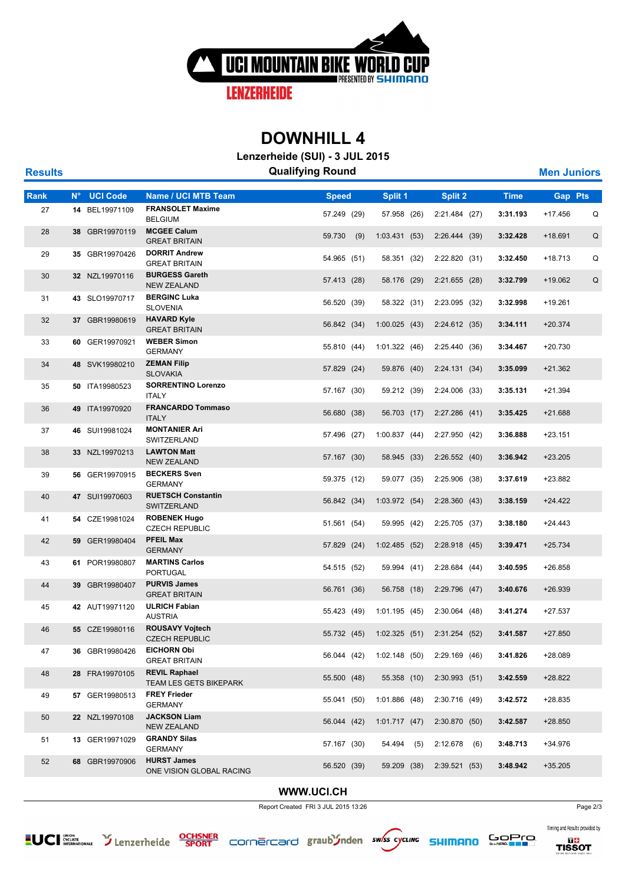# DOWNHILL 4

**Lenzerheide (SUI) - 3 JUL 2015**

**Qualifying Round**

**Results** **Men Juniors**

| Rank | N° | UCI Code | Name / UCI MTB Team | Speed | Split 1 | Split 2 | Time | Gap | Pts |
|---|---|---|---|---|---|---|---|---|---|
| 27 | 14 | BEL19971109 | **FRANSOLET Maxime** BELGIUM | 57.249 (29) | 57.958 (26) | 2:21.484 (27) | **3:31.193** | +17.456 | Q |
| 28 | 38 | GBR19970119 | **MCGEE Calum** GREAT BRITAIN | 59.730 (9) | 1:03.431 (53) | 2:26.444 (39) | **3:32.428** | +18.691 | Q |
| 29 | 35 | GBR19970426 | **DORRIT Andrew** GREAT BRITAIN | 54.965 (51) | 58.351 (32) | 2:22.820 (31) | **3:32.450** | +18.713 | Q |
| 30 | 32 | NZL19970116 | **BURGESS Gareth** NEW ZEALAND | 57.413 (28) | 58.176 (29) | 2:21.655 (28) | **3:32.799** | +19.062 | Q |
| 31 | 43 | SLO19970717 | **BERGINC Luka** SLOVENIA | 56.520 (39) | 58.322 (31) | 2:23.095 (32) | **3:32.998** | +19.261 | |
| 32 | 37 | GBR19980619 | **HAVARD Kyle** GREAT BRITAIN | 56.842 (34) | 1:00.025 (43) | 2:24.612 (35) | **3:34.111** | +20.374 | |
| 33 | 60 | GER19970921 | **WEBER Simon** GERMANY | 55.810 (44) | 1:01.322 (46) | 2:25.440 (36) | **3:34.467** | +20.730 | |
| 34 | 48 | SVK19980210 | **ZEMAN Filip** SLOVAKIA | 57.829 (24) | 59.876 (40) | 2:24.131 (34) | **3:35.099** | +21.362 | |
| 35 | 50 | ITA19980523 | **SORRENTINO Lorenzo** ITALY | 57.167 (30) | 59.212 (39) | 2:24.006 (33) | **3:35.131** | +21.394 | |
| 36 | 49 | ITA19970920 | **FRANCARDO Tommaso** ITALY | 56.680 (38) | 56.703 (17) | 2:27.286 (41) | **3:35.425** | +21.688 | |
| 37 | 46 | SUI19981024 | **MONTANIER Ari** SWITZERLAND | 57.496 (27) | 1:00.837 (44) | 2:27.950 (42) | **3:36.888** | +23.151 | |
| 38 | 33 | NZL19970213 | **LAWTON Matt** NEW ZEALAND | 57.167 (30) | 58.945 (33) | 2:26.552 (40) | **3:36.942** | +23.205 | |
| 39 | 56 | GER19970915 | **BECKERS Sven** GERMANY | 59.375 (12) | 59.077 (35) | 2:25.906 (38) | **3:37.619** | +23.882 | |
| 40 | 47 | SUI19970603 | **RUETSCH Constantin** SWITZERLAND | 56.842 (34) | 1:03.972 (54) | 2:28.360 (43) | **3:38.159** | +24.422 | |
| 41 | 54 | CZE19981024 | **ROBENEK Hugo** CZECH REPUBLIC | 51.561 (54) | 59.995 (42) | 2:25.705 (37) | **3:38.180** | +24.443 | |
| 42 | 59 | GER19980404 | **PFEIL Max** GERMANY | 57.829 (24) | 1:02.485 (52) | 2:28.918 (45) | **3:39.471** | +25.734 | |
| 43 | 61 | POR19980807 | **MARTINS Carlos** PORTUGAL | 54.515 (52) | 59.994 (41) | 2:28.684 (44) | **3:40.595** | +26.858 | |
| 44 | 39 | GBR19980407 | **PURVIS James** GREAT BRITAIN | 56.761 (36) | 56.758 (18) | 2:29.796 (47) | **3:40.676** | +26.939 | |
| 45 | 42 | AUT19971120 | **ULRICH Fabian** AUSTRIA | 55.423 (49) | 1:01.195 (45) | 2:30.064 (48) | **3:41.274** | +27.537 | |
| 46 | 55 | CZE19980116 | **ROUSAVY Vojtech** CZECH REPUBLIC | 55.732 (45) | 1:02.325 (51) | 2:31.254 (52) | **3:41.587** | +27.850 | |
| 47 | 36 | GBR19980426 | **EICHORN Obi** GREAT BRITAIN | 56.044 (42) | 1:02.148 (50) | 2:29.169 (46) | **3:41.826** | +28.089 | |
| 48 | 28 | FRA19970105 | **REVIL Raphael** TEAM LES GETS BIKEPARK | 55.500 (48) | 55.358 (10) | 2:30.993 (51) | **3:42.559** | +28.822 | |
| 49 | 57 | GER19980513 | **FREY Frieder** GERMANY | 55.041 (50) | 1:01.886 (48) | 2:30.716 (49) | **3:42.572** | +28.835 | |
| 50 | 22 | NZL19970108 | **JACKSON Liam** NEW ZEALAND | 56.044 (42) | 1:01.717 (47) | 2:30.870 (50) | **3:42.587** | +28.850 | |
| 51 | 13 | GER19971029 | **GRANDY Silas** GERMANY | 57.167 (30) | 54.494 (5) | 2:12.678 (6) | **3:48.713** | +34.976 | |
| 52 | 68 | GBR19970906 | **HURST James** ONE VISION GLOBAL RACING | 56.520 (39) | 59.209 (38) | 2:39.521 (53) | **3:48.942** | +35.205 | |

**WWW.UCI.CH**

Report Created FRI 3 JUL 2015 13:26

Timing and Results provided by TISSOT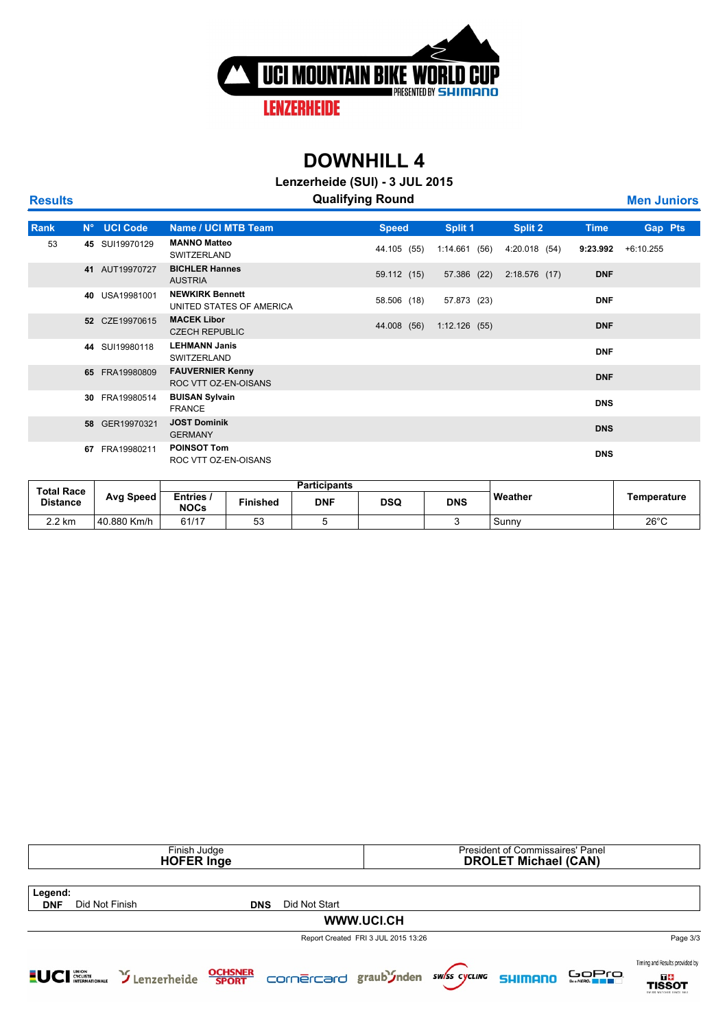# DOWNHILL 4

**Lenzerheide (SUI) - 3 JUL 2015**

**Results** | **Qualifying Round** | **Men Juniors**

| Rank | N° | UCI Code | Name / UCI MTB Team | Speed | Split 1 | Split 2 | Time | Gap | Pts |
|---|---|---|---|---|---|---|---|---|---|
| 53 | 45 | SUI19970129 | **MANNO Matteo** SWITZERLAND | 44.105 (55) | 1:14.661 (56) | 4:20.018 (54) | 9:23.992 | +6:10.255 | |
| | 41 | AUT19970727 | **BICHLER Hannes** AUSTRIA | 59.112 (15) | 57.386 (22) | 2:18.576 (17) | DNF | | |
| | 40 | USA19981001 | **NEWKIRK Bennett** UNITED STATES OF AMERICA | 58.506 (18) | 57.873 (23) | | DNF | | |
| | 52 | CZE19970615 | **MACEK Libor** CZECH REPUBLIC | 44.008 (56) | 1:12.126 (55) | | DNF | | |
| | 44 | SUI19980118 | **LEHMANN Janis** SWITZERLAND | | | | DNF | | |
| | 65 | FRA19980809 | **FAUVERNIER Kenny** ROC VTT OZ-EN-OISANS | | | | DNF | | |
| | 30 | FRA19980514 | **BUISAN Sylvain** FRANCE | | | | DNS | | |
| | 58 | GER19970321 | **JOST Dominik** GERMANY | | | | DNS | | |
| | 67 | FRA19980211 | **POINSOT Tom** ROC VTT OZ-EN-OISANS | | | | DNS | | |

| Total Race Distance | Avg Speed | Participants | | | | | Weather | Temperature |
|---|---|---|---|---|---|---|---|---|
| | | Entries / NOCs | Finished | DNF | DSQ | DNS | | |
| 2.2 km | 40.880 Km/h | 61/17 | 53 | 5 | | 3 | Sunny | 26°C |

| Finish Judge | President of Commissaires' Panel |
|---|---|
| **HOFER Inge** | **DROLET Michael (CAN)** |

**Legend:**
**DNF** Did Not Finish **DNS** Did Not Start

**WWW.UCI.CH**

Report Created FRI 3 JUL 2015 13:26

Timing and Results provided by TISSOT